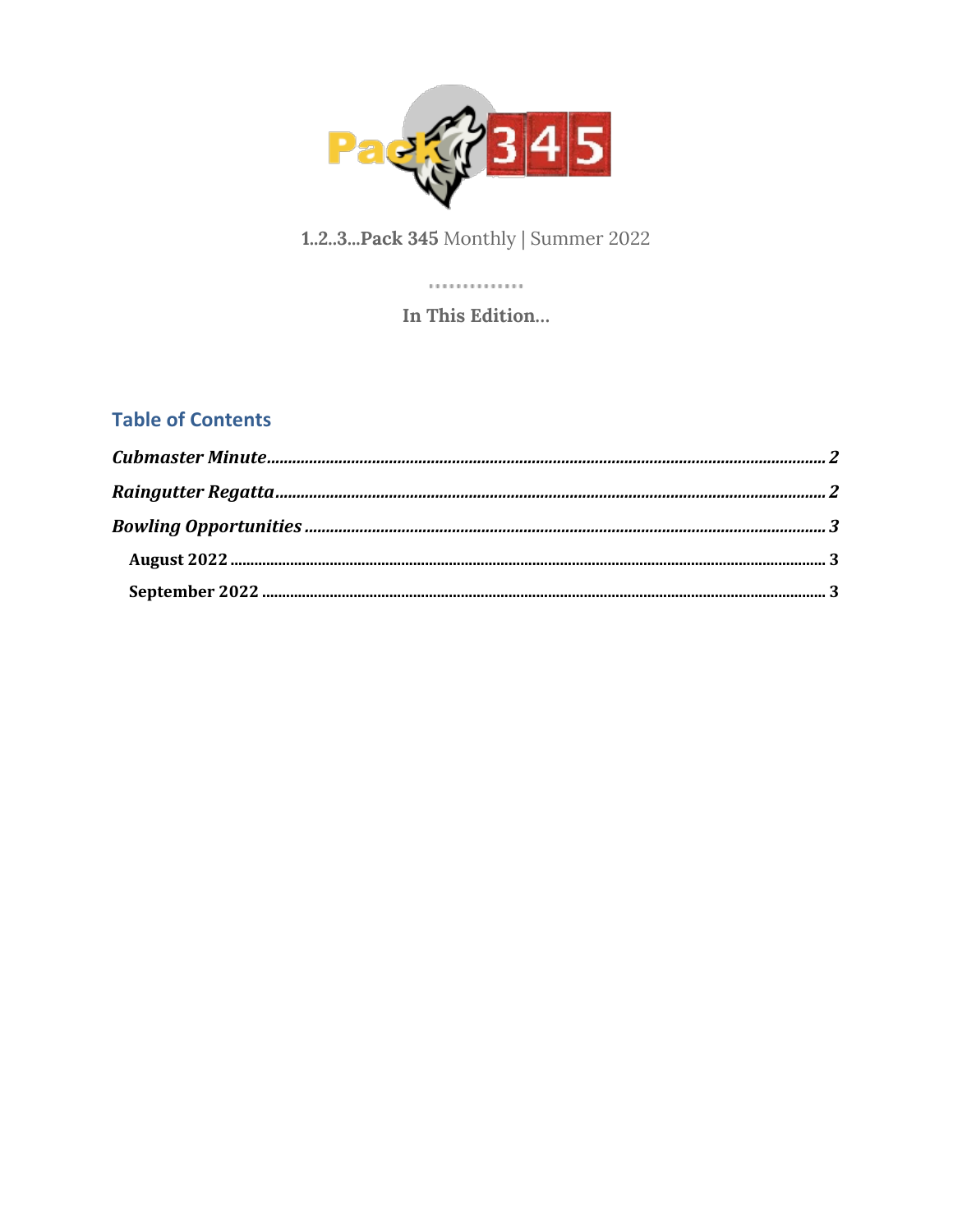**1..2..3...Pack 345** Monthly | Summer 2022

..............

**In This Edition…**

## Table of Contents

***Cubmaster Minute*** ........................................................................................................................ ***2***

***Raingutter Regatta*** ........................................................................................................................ ***2***

***Bowling Opportunities*** ........................................................................................................................ ***3***

- **August 2022** ........................................................................................................................ **3**
- **September 2022** ........................................................................................................................ **3**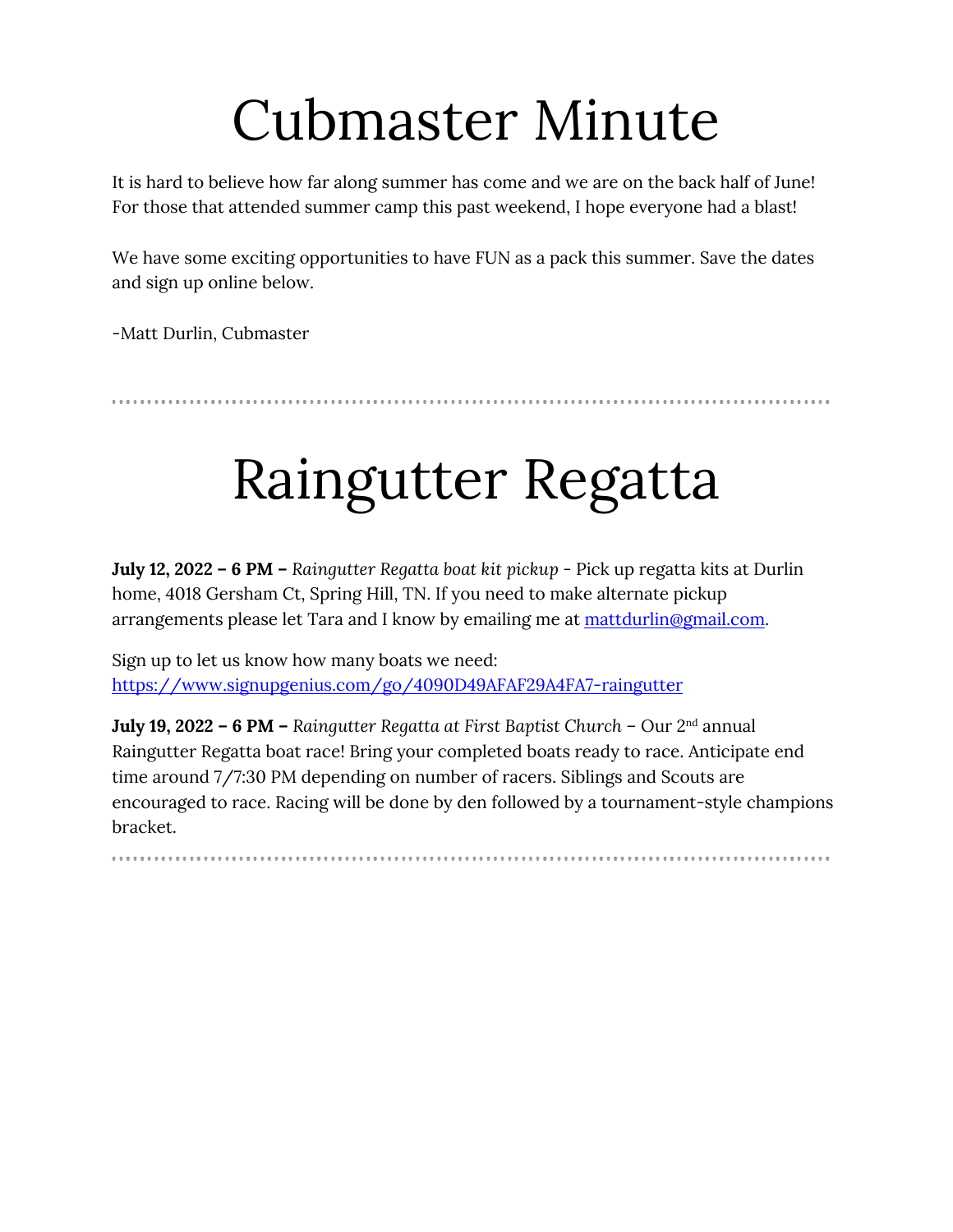# Cubmaster Minute

It is hard to believe how far along summer has come and we are on the back half of June! For those that attended summer camp this past weekend, I hope everyone had a blast!

We have some exciting opportunities to have FUN as a pack this summer. Save the dates and sign up online below.

-Matt Durlin, Cubmaster

---

# Raingutter Regatta

**July 12, 2022 – 6 PM –** *Raingutter Regatta boat kit pickup* - Pick up regatta kits at Durlin home, 4018 Gersham Ct, Spring Hill, TN. If you need to make alternate pickup arrangements please let Tara and I know by emailing me at [mattdurlin@gmail.com](mailto:mattdurlin@gmail.com).

Sign up to let us know how many boats we need: [https://www.signupgenius.com/go/4090D49AFAF29A4FA7-raingutter](https://www.signupgenius.com/go/4090D49AFAF29A4FA7-raingutter)

**July 19, 2022 – 6 PM –** *Raingutter Regatta at First Baptist Church* – Our 2nd annual Raingutter Regatta boat race! Bring your completed boats ready to race. Anticipate end time around 7/7:30 PM depending on number of racers. Siblings and Scouts are encouraged to race. Racing will be done by den followed by a tournament-style champions bracket.

---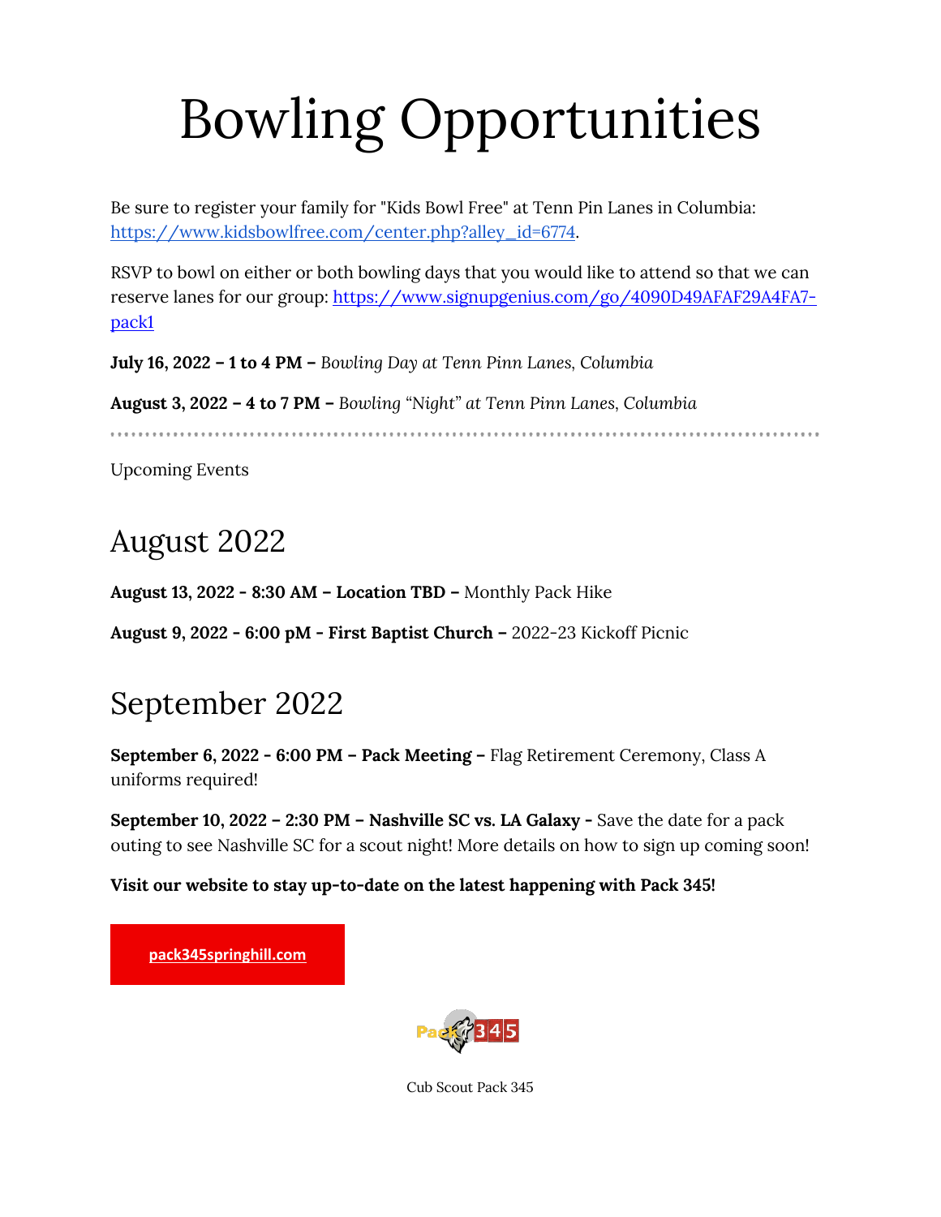# Bowling Opportunities

Be sure to register your family for "Kids Bowl Free" at Tenn Pin Lanes in Columbia: https://www.kidsbowlfree.com/center.php?alley_id=6774.

RSVP to bowl on either or both bowling days that you would like to attend so that we can reserve lanes for our group: https://www.signupgenius.com/go/4090D49AFAF29A4FA7-pack1

**July 16, 2022 – 1 to 4 PM –** *Bowling Day at Tenn Pinn Lanes, Columbia*

**August 3, 2022 – 4 to 7 PM –** *Bowling "Night" at Tenn Pinn Lanes, Columbia*

---

Upcoming Events

## August 2022

**August 13, 2022 - 8:30 AM – Location TBD –** Monthly Pack Hike

**August 9, 2022 - 6:00 pM - First Baptist Church –** 2022-23 Kickoff Picnic

## September 2022

**September 6, 2022 - 6:00 PM – Pack Meeting –** Flag Retirement Ceremony, Class A uniforms required!

**September 10, 2022 – 2:30 PM – Nashville SC vs. LA Galaxy -** Save the date for a pack outing to see Nashville SC for a scout night! More details on how to sign up coming soon!

**Visit our website to stay up-to-date on the latest happening with Pack 345!**

**pack345springhill.com**

Cub Scout Pack 345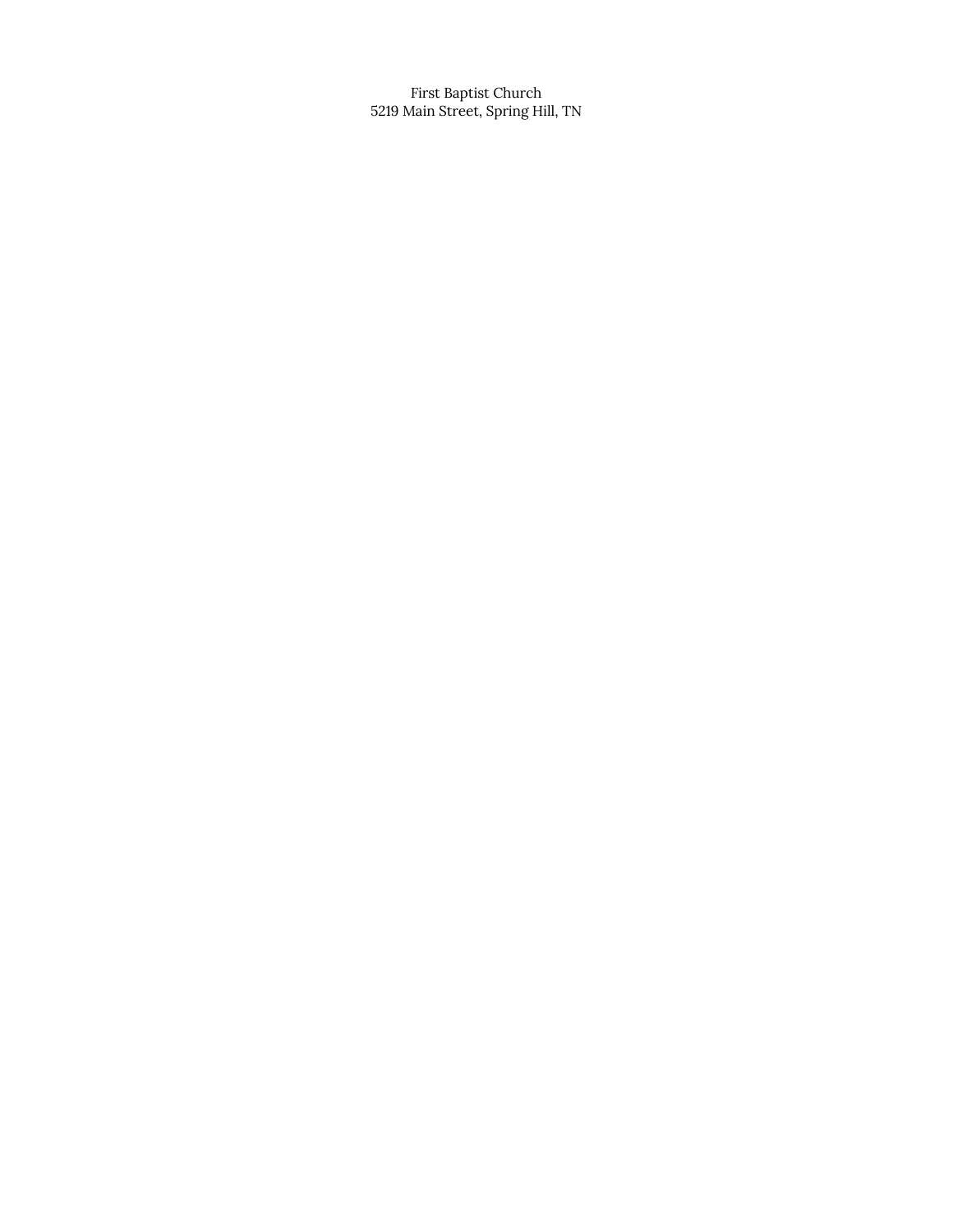First Baptist Church
5219 Main Street, Spring Hill, TN